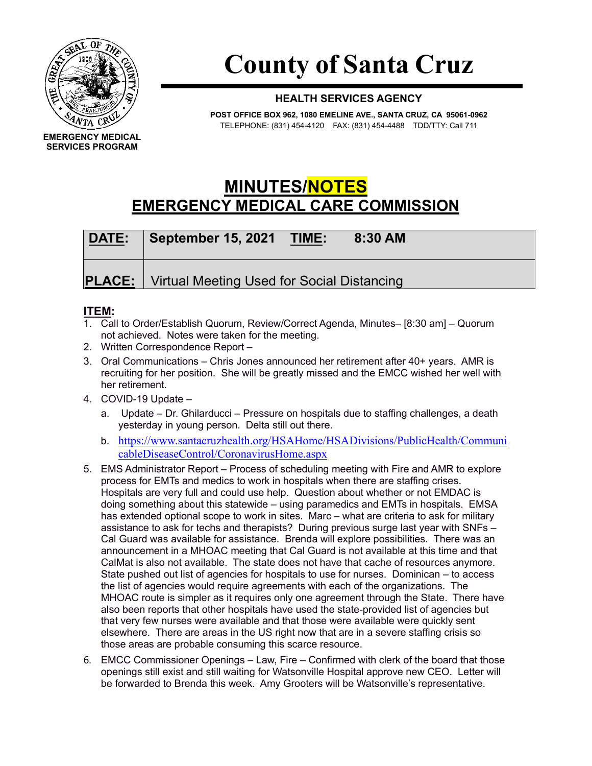# County of Santa Cruz

**HEALTH SERVICES AGENCY**

**POST OFFICE BOX 962, 1080 EMELINE AVE., SANTA CRUZ, CA 95061-0962**
TELEPHONE: (831) 454-4120 FAX: (831) 454-4488 TDD/TTY: Call 711

**EMERGENCY MEDICAL SERVICES PROGRAM**

## MINUTES/NOTES
## EMERGENCY MEDICAL CARE COMMISSION

| **DATE:** | **September 15, 2021 TIME: 8:30 AM** |
|---|---|
| **PLACE:** | Virtual Meeting Used for Social Distancing |

**ITEM:**

1. Call to Order/Establish Quorum, Review/Correct Agenda, Minutes– [8:30 am] – Quorum not achieved. Notes were taken for the meeting.
2. Written Correspondence Report –
3. Oral Communications – Chris Jones announced her retirement after 40+ years. AMR is recruiting for her position. She will be greatly missed and the EMCC wished her well with her retirement.
4. COVID-19 Update –
   a. Update – Dr. Ghilarducci – Pressure on hospitals due to staffing challenges, a death yesterday in young person. Delta still out there.
   b. https://www.santacruzhealth.org/HSAHome/HSADivisions/PublicHealth/CommunicableDiseaseControl/CoronavirusHome.aspx
5. EMS Administrator Report – Process of scheduling meeting with Fire and AMR to explore process for EMTs and medics to work in hospitals when there are staffing crises. Hospitals are very full and could use help. Question about whether or not EMDAC is doing something about this statewide – using paramedics and EMTs in hospitals. EMSA has extended optional scope to work in sites. Marc – what are criteria to ask for military assistance to ask for techs and therapists? During previous surge last year with SNFs – Cal Guard was available for assistance. Brenda will explore possibilities. There was an announcement in a MHOAC meeting that Cal Guard is not available at this time and that CalMat is also not available. The state does not have that cache of resources anymore. State pushed out list of agencies for hospitals to use for nurses. Dominican – to access the list of agencies would require agreements with each of the organizations. The MHOAC route is simpler as it requires only one agreement through the State. There have also been reports that other hospitals have used the state-provided list of agencies but that very few nurses were available and that those were available were quickly sent elsewhere. There are areas in the US right now that are in a severe staffing crisis so those areas are probable consuming this scarce resource.
6. EMCC Commissioner Openings – Law, Fire – Confirmed with clerk of the board that those openings still exist and still waiting for Watsonville Hospital approve new CEO. Letter will be forwarded to Brenda this week. Amy Grooters will be Watsonville's representative.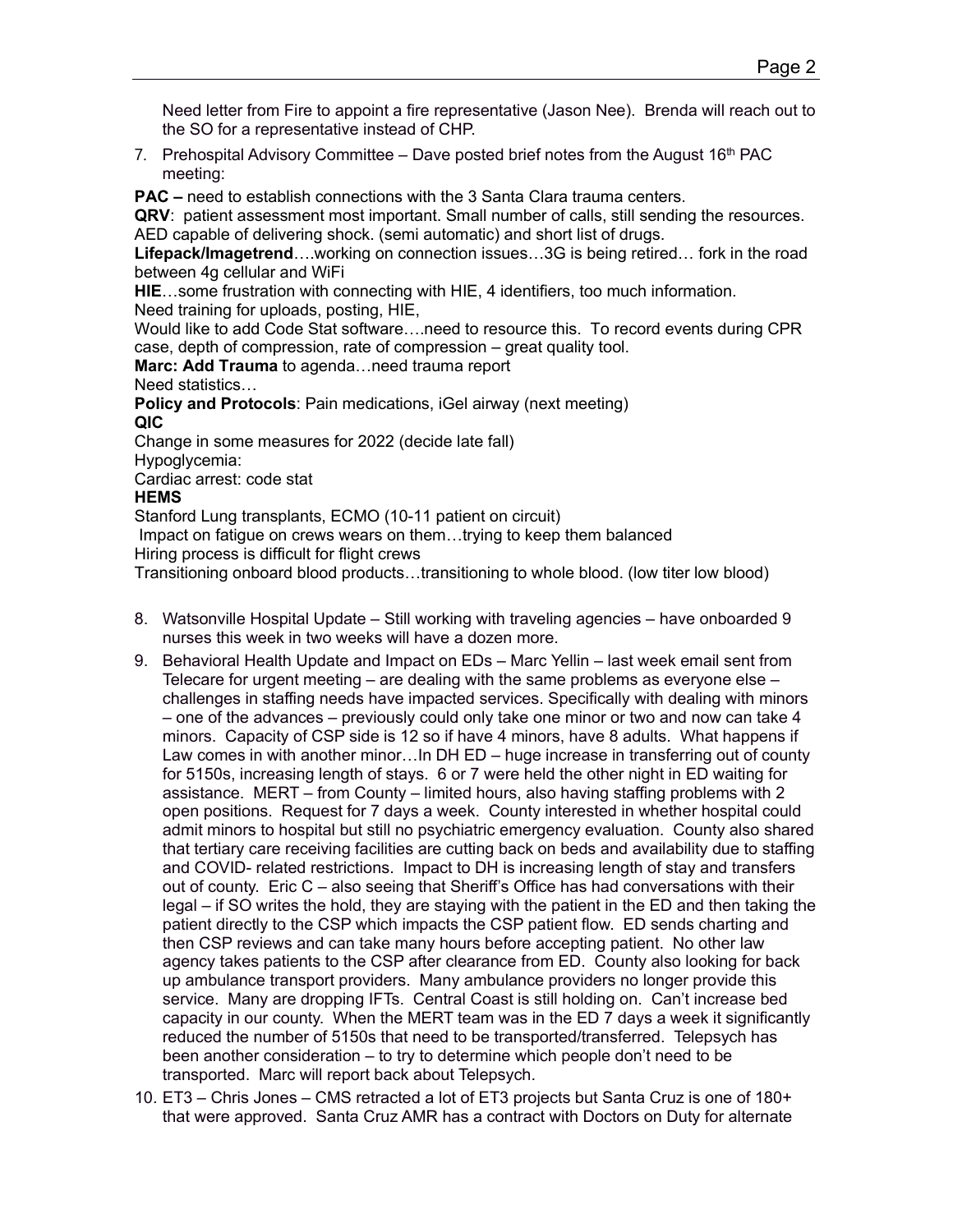Need letter from Fire to appoint a fire representative (Jason Nee). Brenda will reach out to the SO for a representative instead of CHP.

7. Prehospital Advisory Committee – Dave posted brief notes from the August 16th PAC meeting:

**PAC –** need to establish connections with the 3 Santa Clara trauma centers.
**QRV**: patient assessment most important. Small number of calls, still sending the resources. AED capable of delivering shock. (semi automatic) and short list of drugs.
**Lifepack/Imagetrend**….working on connection issues…3G is being retired… fork in the road between 4g cellular and WiFi
**HIE**…some frustration with connecting with HIE, 4 identifiers, too much information.
Need training for uploads, posting, HIE,
Would like to add Code Stat software….need to resource this. To record events during CPR case, depth of compression, rate of compression – great quality tool.
**Marc: Add Trauma** to agenda…need trauma report
Need statistics…
**Policy and Protocols**: Pain medications, iGel airway (next meeting)
**QIC**
Change in some measures for 2022 (decide late fall)
Hypoglycemia:
Cardiac arrest: code stat
**HEMS**
Stanford Lung transplants, ECMO (10-11 patient on circuit)
Impact on fatigue on crews wears on them…trying to keep them balanced
Hiring process is difficult for flight crews
Transitioning onboard blood products…transitioning to whole blood. (low titer low blood)

8. Watsonville Hospital Update – Still working with traveling agencies – have onboarded 9 nurses this week in two weeks will have a dozen more.
9. Behavioral Health Update and Impact on EDs – Marc Yellin – last week email sent from Telecare for urgent meeting – are dealing with the same problems as everyone else – challenges in staffing needs have impacted services. Specifically with dealing with minors – one of the advances – previously could only take one minor or two and now can take 4 minors. Capacity of CSP side is 12 so if have 4 minors, have 8 adults. What happens if Law comes in with another minor…In DH ED – huge increase in transferring out of county for 5150s, increasing length of stays. 6 or 7 were held the other night in ED waiting for assistance. MERT – from County – limited hours, also having staffing problems with 2 open positions. Request for 7 days a week. County interested in whether hospital could admit minors to hospital but still no psychiatric emergency evaluation. County also shared that tertiary care receiving facilities are cutting back on beds and availability due to staffing and COVID- related restrictions. Impact to DH is increasing length of stay and transfers out of county. Eric C – also seeing that Sheriff's Office has had conversations with their legal – if SO writes the hold, they are staying with the patient in the ED and then taking the patient directly to the CSP which impacts the CSP patient flow. ED sends charting and then CSP reviews and can take many hours before accepting patient. No other law agency takes patients to the CSP after clearance from ED. County also looking for back up ambulance transport providers. Many ambulance providers no longer provide this service. Many are dropping IFTs. Central Coast is still holding on. Can't increase bed capacity in our county. When the MERT team was in the ED 7 days a week it significantly reduced the number of 5150s that need to be transported/transferred. Telepsych has been another consideration – to try to determine which people don't need to be transported. Marc will report back about Telepsych.
10. ET3 – Chris Jones – CMS retracted a lot of ET3 projects but Santa Cruz is one of 180+ that were approved. Santa Cruz AMR has a contract with Doctors on Duty for alternate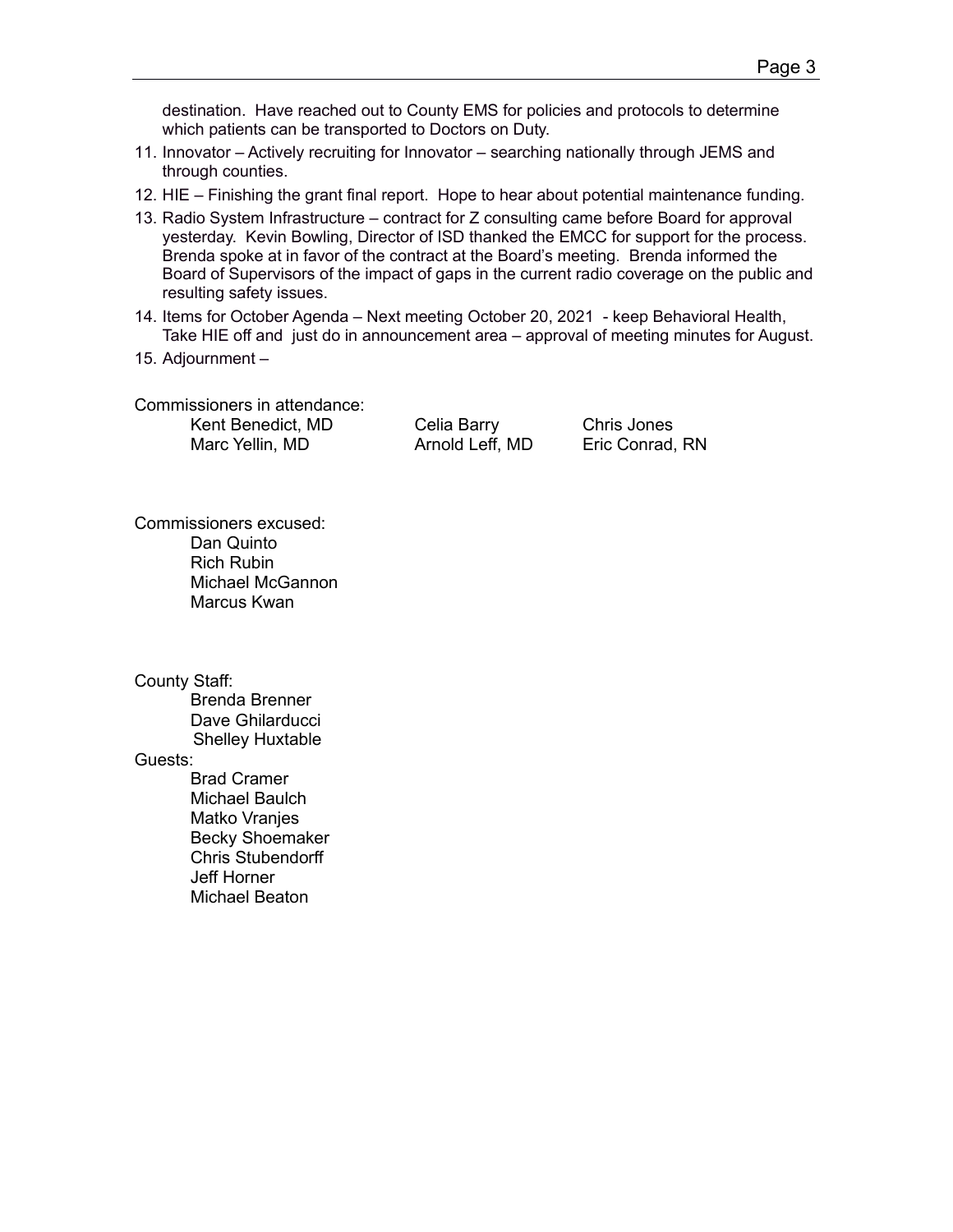destination. Have reached out to County EMS for policies and protocols to determine which patients can be transported to Doctors on Duty.

11. Innovator – Actively recruiting for Innovator – searching nationally through JEMS and through counties.
12. HIE – Finishing the grant final report. Hope to hear about potential maintenance funding.
13. Radio System Infrastructure – contract for Z consulting came before Board for approval yesterday. Kevin Bowling, Director of ISD thanked the EMCC for support for the process. Brenda spoke at in favor of the contract at the Board's meeting. Brenda informed the Board of Supervisors of the impact of gaps in the current radio coverage on the public and resulting safety issues.
14. Items for October Agenda – Next meeting October 20, 2021 - keep Behavioral Health, Take HIE off and just do in announcement area – approval of meeting minutes for August.
15. Adjournment –

Commissioners in attendance:

| | | |
|---|---|---|
| Kent Benedict, MD | Celia Barry | Chris Jones |
| Marc Yellin, MD | Arnold Leff, MD | Eric Conrad, RN |

Commissioners excused:

Dan Quinto
Rich Rubin
Michael McGannon
Marcus Kwan

County Staff:

Brenda Brenner
Dave Ghilarducci
Shelley Huxtable

Guests:

Brad Cramer
Michael Baulch
Matko Vranjes
Becky Shoemaker
Chris Stubendorff
Jeff Horner
Michael Beaton